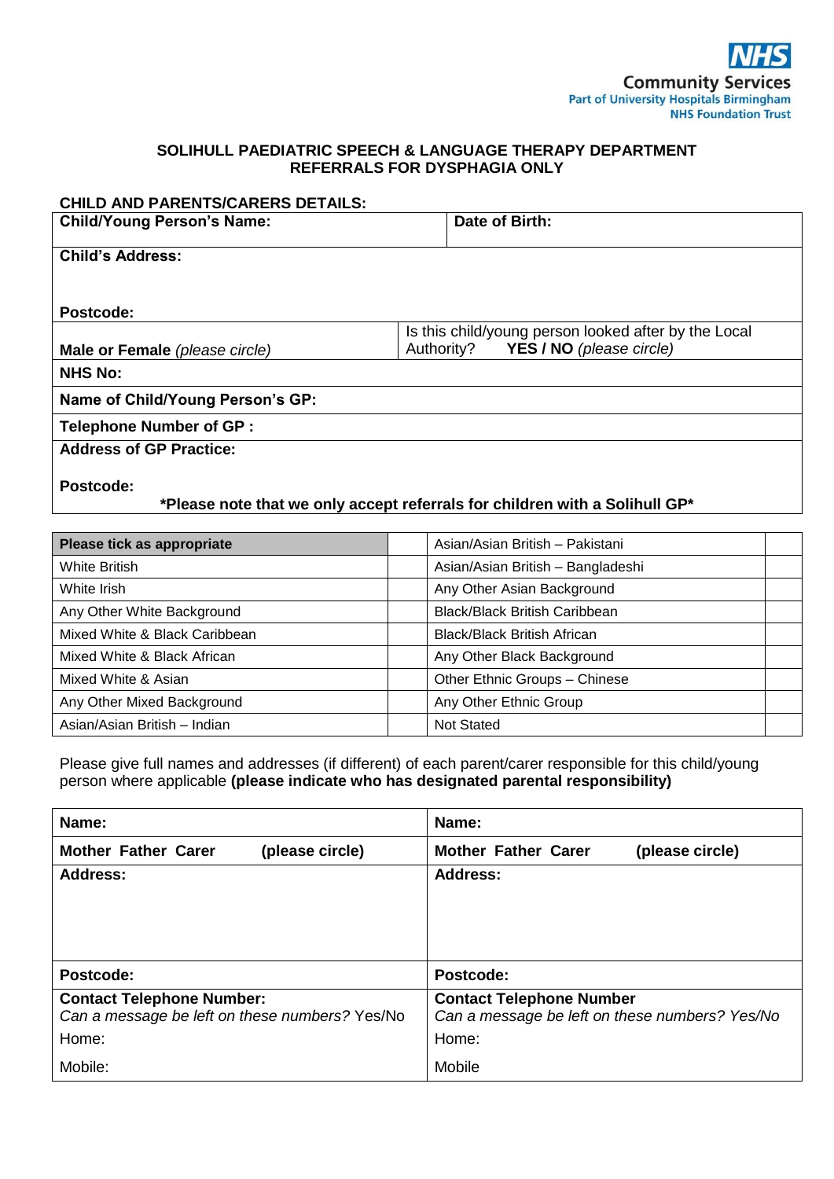NHS
Community Services
Part of University Hospitals Birmingham
NHS Foundation Trust

## SOLIHULL PAEDIATRIC SPEECH & LANGUAGE THERAPY DEPARTMENT
## REFERRALS FOR DYSPHAGIA ONLY

**CHILD AND PARENTS/CARERS DETAILS:**

| **Child/Young Person's Name:** | **Date of Birth:** |
|---|---|
| **Child's Address:**<br><br>**Postcode:** | |
| **Male or Female** *(please circle)* | Is this child/young person looked after by the Local Authority? **YES / NO** *(please circle)* |
| **NHS No:** | |
| **Name of Child/Young Person's GP:** | |
| **Telephone Number of GP :** | |
| **Address of GP Practice:**<br><br>**Postcode:**<br>**\*Please note that we only accept referrals for children with a Solihull GP\*** | |

| **Please tick as appropriate** | | Asian/Asian British – Pakistani | |
|---|---|---|---|
| White British | | Asian/Asian British – Bangladeshi | |
| White Irish | | Any Other Asian Background | |
| Any Other White Background | | Black/Black British Caribbean | |
| Mixed White & Black Caribbean | | Black/Black British African | |
| Mixed White & Black African | | Any Other Black Background | |
| Mixed White & Asian | | Other Ethnic Groups – Chinese | |
| Any Other Mixed Background | | Any Other Ethnic Group | |
| Asian/Asian British – Indian | | Not Stated | |

Please give full names and addresses (if different) of each parent/carer responsible for this child/young person where applicable **(please indicate who has designated parental responsibility)**

| **Name:** | **Name:** |
|---|---|
| **Mother Father Carer (please circle)** | **Mother Father Carer (please circle)** |
| **Address:** | **Address:** |
| **Postcode:** | **Postcode:** |
| **Contact Telephone Number:**<br>*Can a message be left on these numbers?* Yes/No<br>Home:<br>Mobile: | **Contact Telephone Number**<br>*Can a message be left on these numbers? Yes/No*<br>Home:<br>Mobile |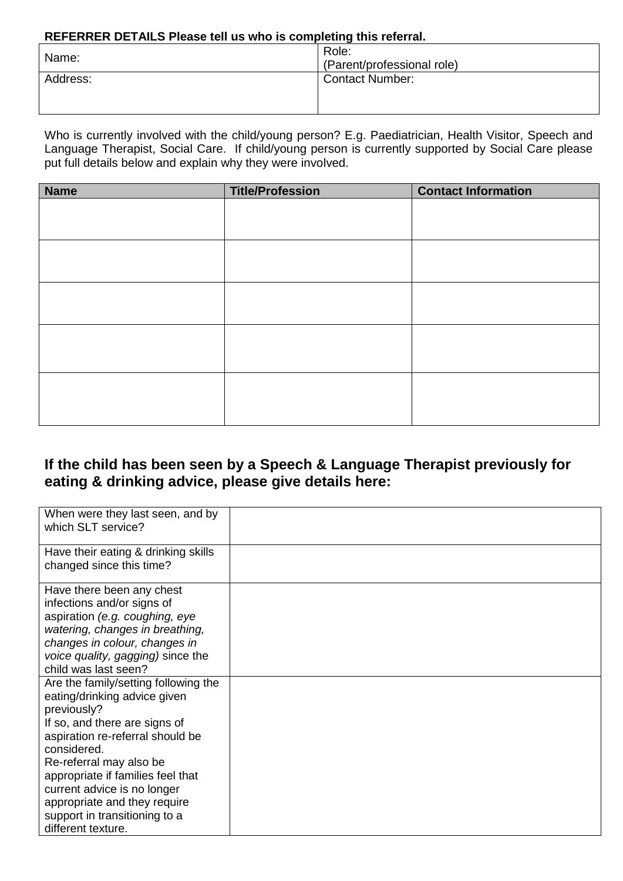**REFERRER DETAILS Please tell us who is completing this referral.**

| Name: | Role:<br>(Parent/professional role) |
|---|---|
| Address: | Contact Number: |

Who is currently involved with the child/young person? E.g. Paediatrician, Health Visitor, Speech and Language Therapist, Social Care. If child/young person is currently supported by Social Care please put full details below and explain why they were involved.

| Name | Title/Profession | Contact Information |
|---|---|---|
| | | |
| | | |
| | | |
| | | |
| | | |

## If the child has been seen by a Speech & Language Therapist previously for eating & drinking advice, please give details here:

| | |
|---|---|
| When were they last seen, and by which SLT service? | |
| Have their eating & drinking skills changed since this time? | |
| Have there been any chest infections and/or signs of aspiration *(e.g. coughing, eye watering, changes in breathing, changes in colour, changes in voice quality, gagging)* since the child was last seen? | |
| Are the family/setting following the eating/drinking advice given previously?<br>If so, and there are signs of aspiration re-referral should be considered.<br>Re-referral may also be appropriate if families feel that current advice is no longer appropriate and they require support in transitioning to a different texture. | |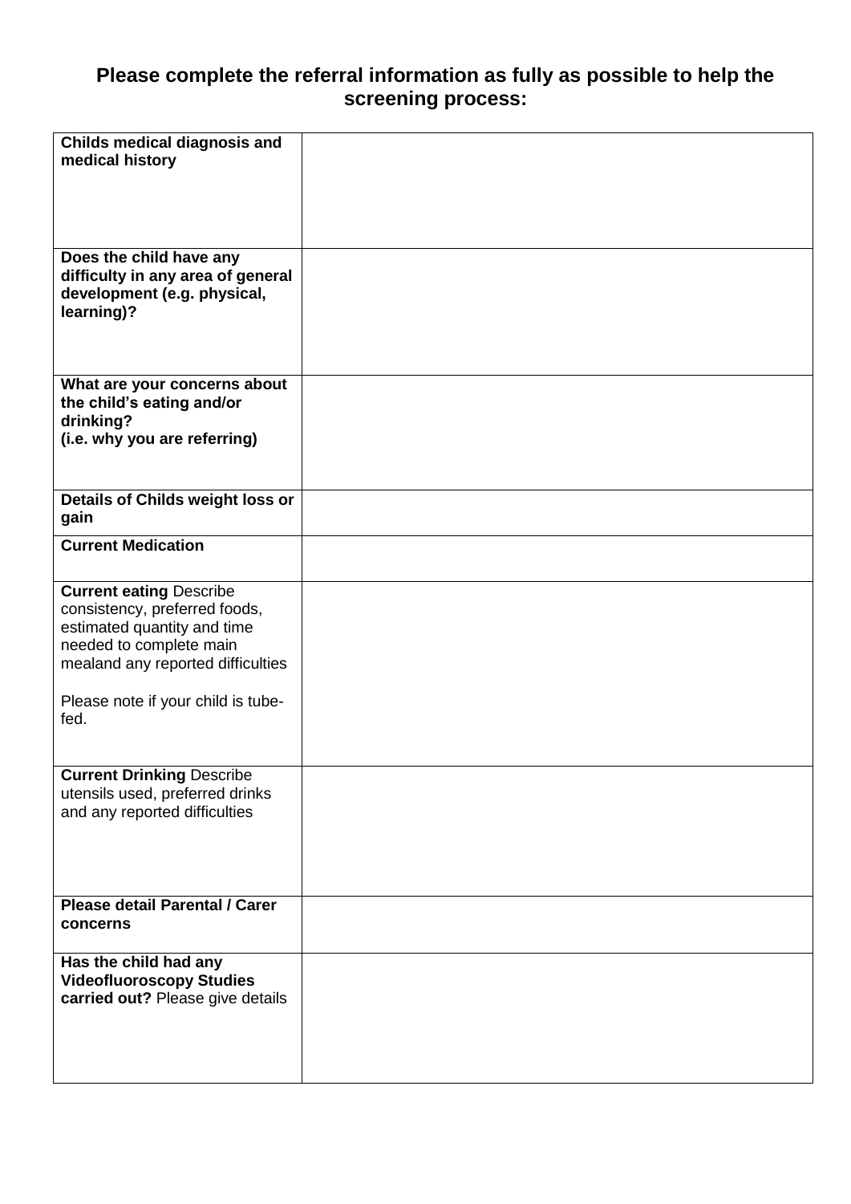### Please complete the referral information as fully as possible to help the screening process:

| | |
|---|---|
| **Childs medical diagnosis and medical history** | |
| **Does the child have any difficulty in any area of general development (e.g. physical, learning)?** | |
| **What are your concerns about the child's eating and/or drinking? (i.e. why you are referring)** | |
| **Details of Childs weight loss or gain** | |
| **Current Medication** | |
| **Current eating** Describe consistency, preferred foods, estimated quantity and time needed to complete main mealand any reported difficulties<br><br>Please note if your child is tube-fed. | |
| **Current Drinking** Describe utensils used, preferred drinks and any reported difficulties | |
| **Please detail Parental / Carer concerns** | |
| **Has the child had any Videofluoroscopy Studies carried out?** Please give details | |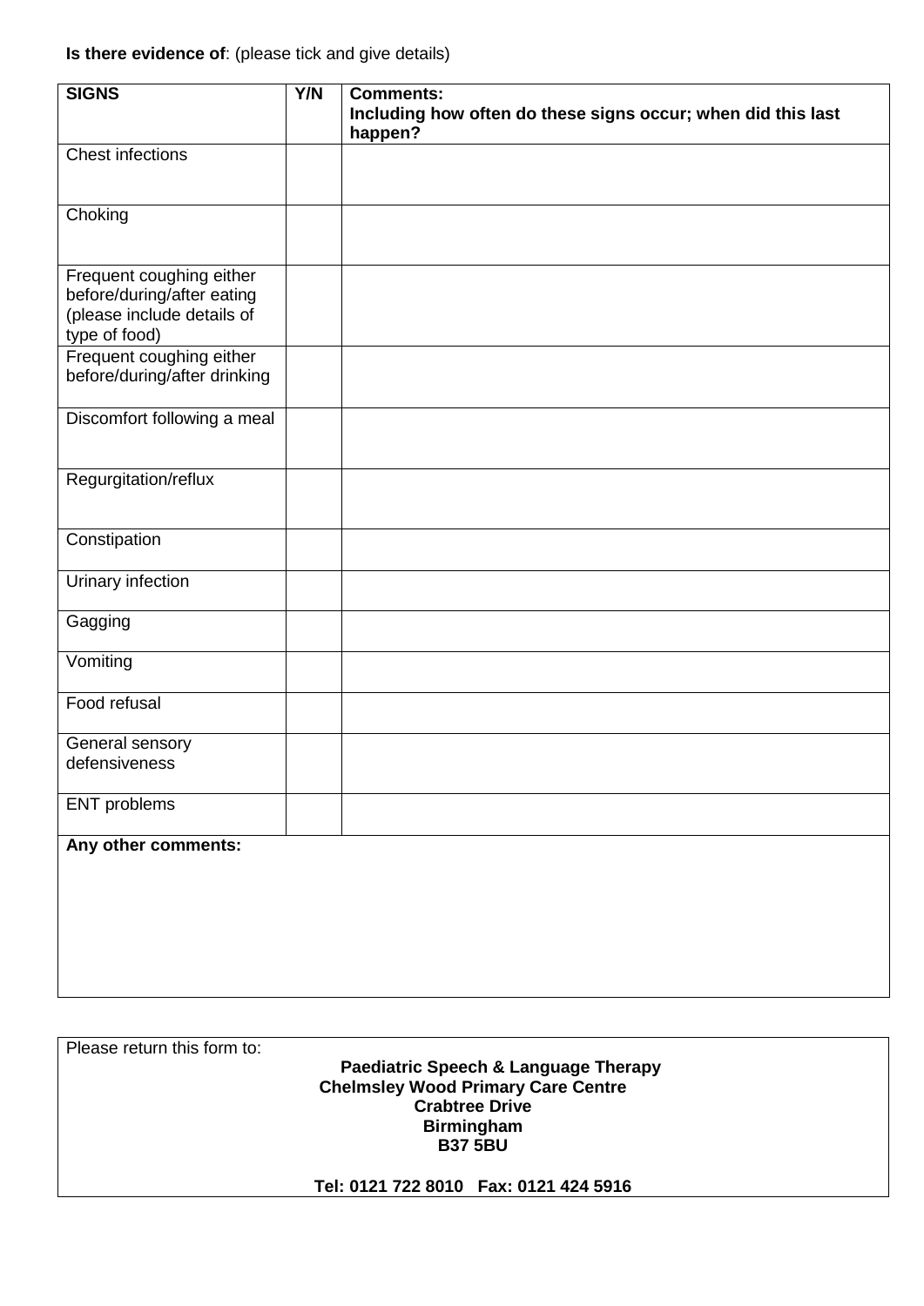**Is there evidence of**: (please tick and give details)

| **SIGNS** | **Y/N** | **Comments:** **Including how often do these signs occur; when did this last happen?** |
|---|---|---|
| Chest infections | | |
| Choking | | |
| Frequent coughing either before/during/after eating (please include details of type of food) | | |
| Frequent coughing either before/during/after drinking | | |
| Discomfort following a meal | | |
| Regurgitation/reflux | | |
| Constipation | | |
| Urinary infection | | |
| Gagging | | |
| Vomiting | | |
| Food refusal | | |
| General sensory defensiveness | | |
| ENT problems | | |
| **Any other comments:** | | |

Please return this form to:

**Paediatric Speech & Language Therapy**
**Chelmsley Wood Primary Care Centre**
**Crabtree Drive**
**Birmingham**
**B37 5BU**

**Tel: 0121 722 8010 Fax: 0121 424 5916**